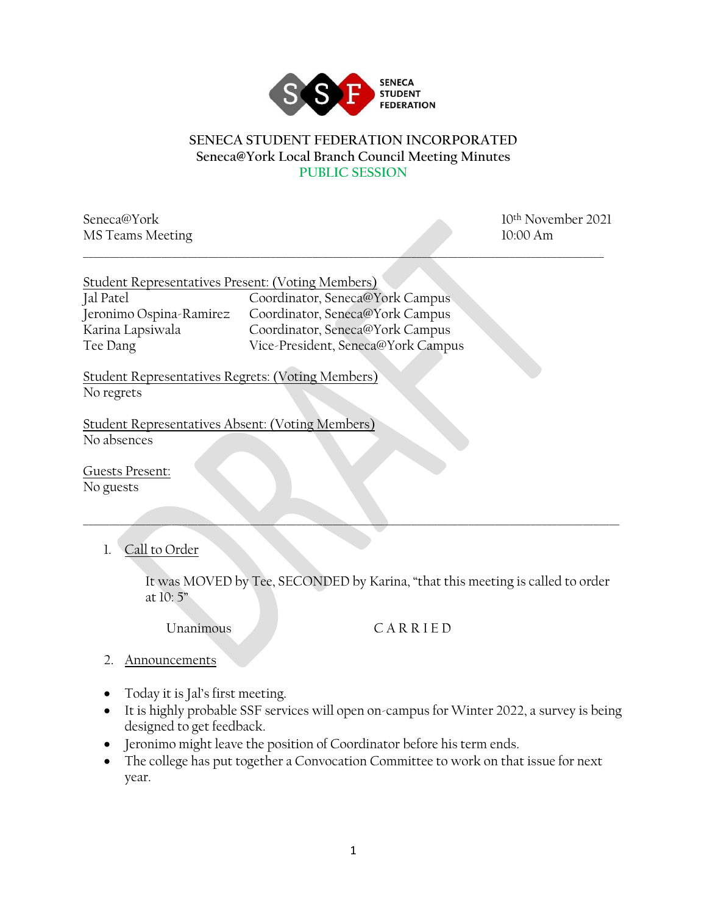SENECA STUDENT FEDERATION

# SENECA STUDENT FEDERATION INCORPORATED

## Seneca@York Local Branch Council Meeting Minutes

## PUBLIC SESSION

Seneca@York
MS Teams Meeting

10th November 2021
10:00 Am

---

Student Representatives Present: (Voting Members)

| | |
|---|---|
| Jal Patel | Coordinator, Seneca@York Campus |
| Jeronimo Ospina-Ramirez | Coordinator, Seneca@York Campus |
| Karina Lapsiwala | Coordinator, Seneca@York Campus |
| Tee Dang | Vice-President, Seneca@York Campus |

Student Representatives Regrets: (Voting Members)
No regrets

Student Representatives Absent: (Voting Members)
No absences

Guests Present:
No guests

---

1. Call to Order

   It was MOVED by Tee, SECONDED by Karina, "that this meeting is called to order at 10: 5"

   Unanimous CARRIED

2. Announcements

- Today it is Jal's first meeting.
- It is highly probable SSF services will open on-campus for Winter 2022, a survey is being designed to get feedback.
- Jeronimo might leave the position of Coordinator before his term ends.
- The college has put together a Convocation Committee to work on that issue for next year.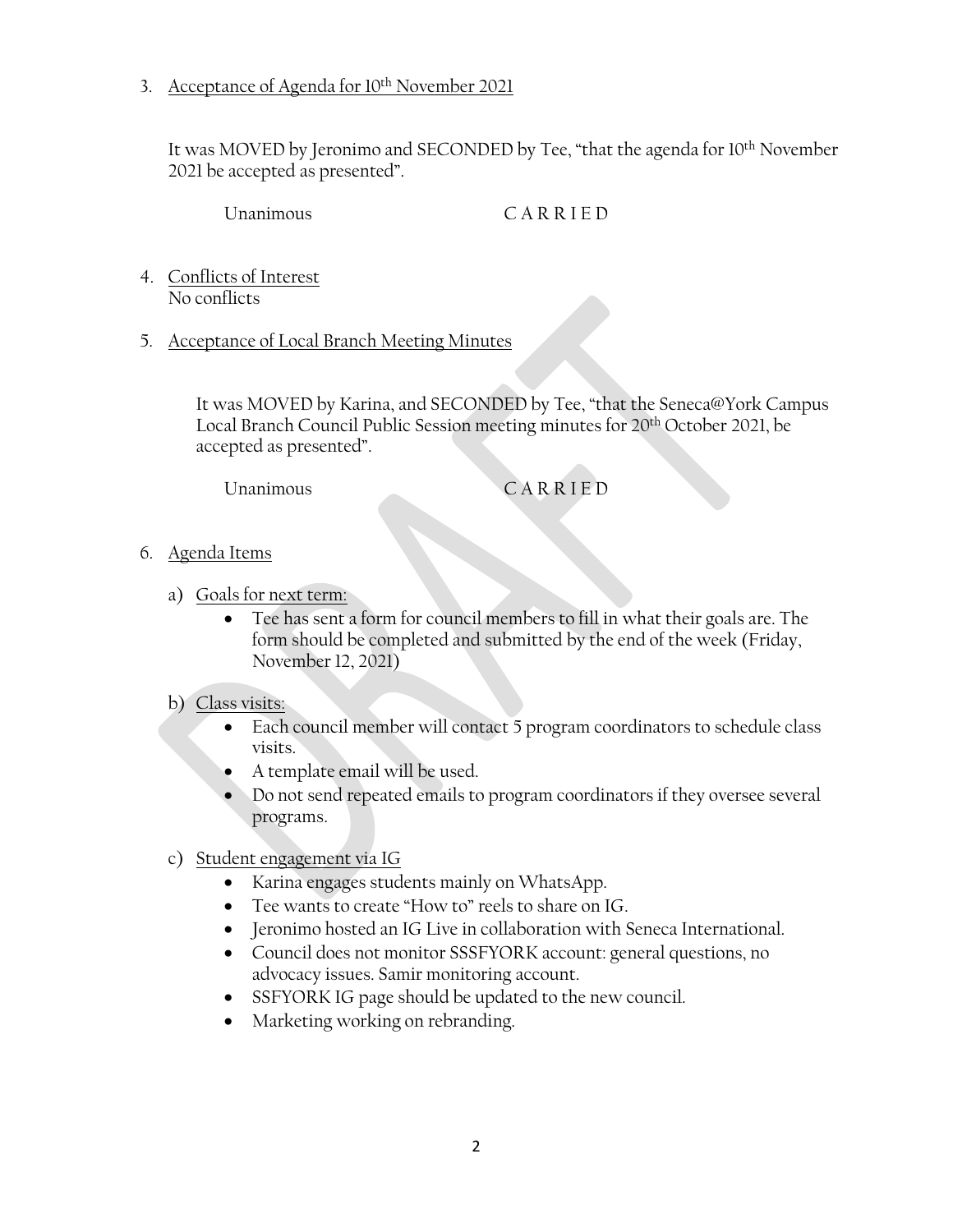3. <u>Acceptance of Agenda for 10th November 2021</u>

   It was MOVED by Jeronimo and SECONDED by Tee, "that the agenda for 10th November 2021 be accepted as presented".

   Unanimous CARRIED

4. <u>Conflicts of Interest</u>
   No conflicts

5. <u>Acceptance of Local Branch Meeting Minutes</u>

   It was MOVED by Karina, and SECONDED by Tee, "that the Seneca@York Campus Local Branch Council Public Session meeting minutes for 20th October 2021, be accepted as presented".

   Unanimous CARRIED

6. <u>Agenda Items</u>

   a) <u>Goals for next term:</u>
      - Tee has sent a form for council members to fill in what their goals are. The form should be completed and submitted by the end of the week (Friday, November 12, 2021)

   b) <u>Class visits:</u>
      - Each council member will contact 5 program coordinators to schedule class visits.
      - A template email will be used.
      - Do not send repeated emails to program coordinators if they oversee several programs.

   c) <u>Student engagement via IG</u>
      - Karina engages students mainly on WhatsApp.
      - Tee wants to create "How to" reels to share on IG.
      - Jeronimo hosted an IG Live in collaboration with Seneca International.
      - Council does not monitor SSSFYORK account: general questions, no advocacy issues. Samir monitoring account.
      - SSFYORK IG page should be updated to the new council.
      - Marketing working on rebranding.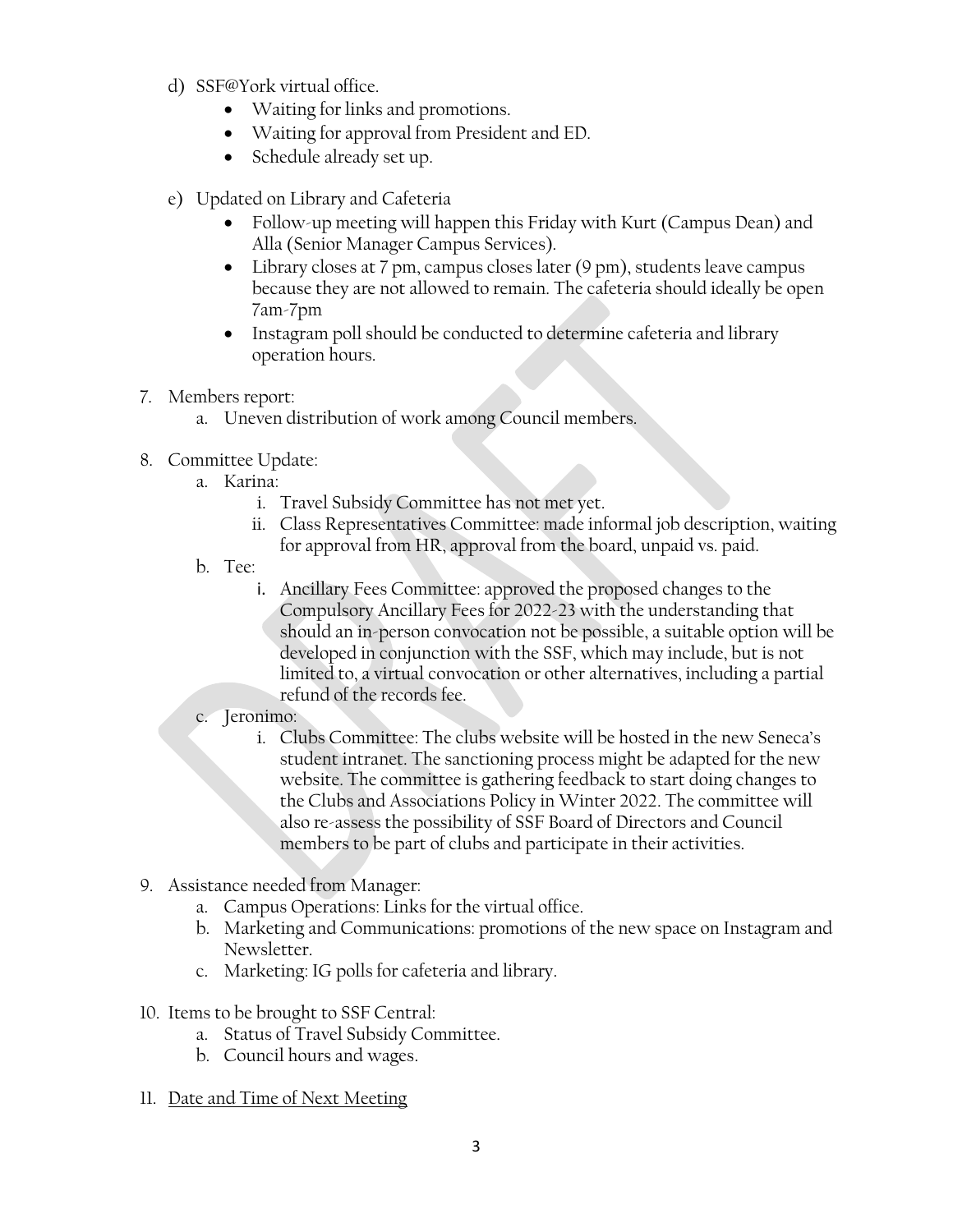d) SSF@York virtual office.
   - Waiting for links and promotions.
   - Waiting for approval from President and ED.
   - Schedule already set up.

e) Updated on Library and Cafeteria
   - Follow-up meeting will happen this Friday with Kurt (Campus Dean) and Alla (Senior Manager Campus Services).
   - Library closes at 7 pm, campus closes later (9 pm), students leave campus because they are not allowed to remain. The cafeteria should ideally be open 7am-7pm
   - Instagram poll should be conducted to determine cafeteria and library operation hours.

7. Members report:
   a. Uneven distribution of work among Council members.

8. Committee Update:
   a. Karina:
      i. Travel Subsidy Committee has not met yet.
      ii. Class Representatives Committee: made informal job description, waiting for approval from HR, approval from the board, unpaid vs. paid.
   b. Tee:
      i. Ancillary Fees Committee: approved the proposed changes to the Compulsory Ancillary Fees for 2022-23 with the understanding that should an in-person convocation not be possible, a suitable option will be developed in conjunction with the SSF, which may include, but is not limited to, a virtual convocation or other alternatives, including a partial refund of the records fee.
   c. Jeronimo:
      i. Clubs Committee: The clubs website will be hosted in the new Seneca's student intranet. The sanctioning process might be adapted for the new website. The committee is gathering feedback to start doing changes to the Clubs and Associations Policy in Winter 2022. The committee will also re-assess the possibility of SSF Board of Directors and Council members to be part of clubs and participate in their activities.

9. Assistance needed from Manager:
   a. Campus Operations: Links for the virtual office.
   b. Marketing and Communications: promotions of the new space on Instagram and Newsletter.
   c. Marketing: IG polls for cafeteria and library.

10. Items to be brought to SSF Central:
    a. Status of Travel Subsidy Committee.
    b. Council hours and wages.

11. <u>Date and Time of Next Meeting</u>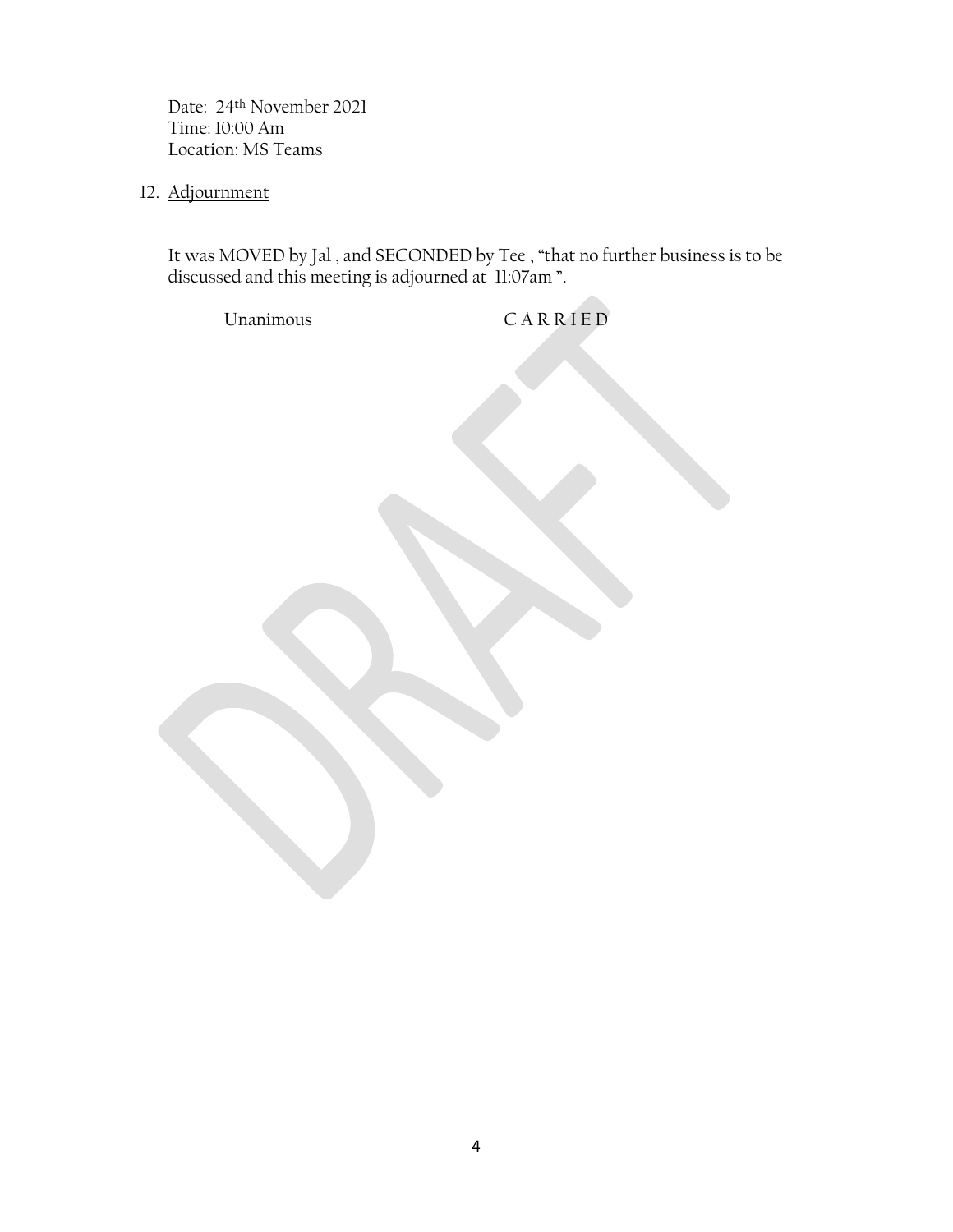Date: 24th November 2021
Time: 10:00 Am
Location: MS Teams

12. Adjournment

It was MOVED by Jal , and SECONDED by Tee , "that no further business is to be discussed and this meeting is adjourned at 11:07am ".

Unanimous C A R R I E D